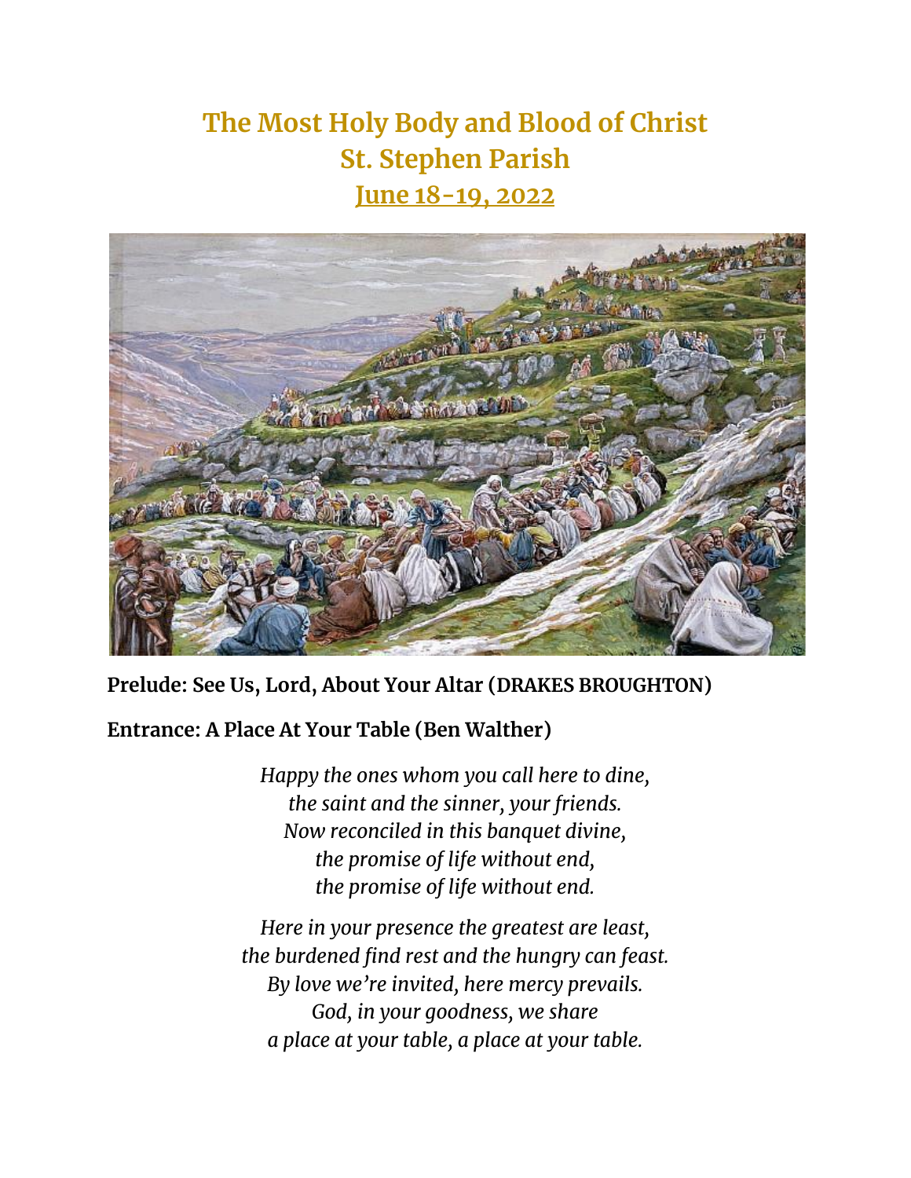# The Most Holy Body and Blood of Christ
# St. Stephen Parish
# June 18-19, 2022

**Prelude: See Us, Lord, About Your Altar (DRAKES BROUGHTON)**

**Entrance: A Place At Your Table (Ben Walther)**

*Happy the ones whom you call here to dine,*
*the saint and the sinner, your friends.*
*Now reconciled in this banquet divine,*
*the promise of life without end,*
*the promise of life without end.*

*Here in your presence the greatest are least,*
*the burdened find rest and the hungry can feast.*
*By love we're invited, here mercy prevails.*
*God, in your goodness, we share*
*a place at your table, a place at your table.*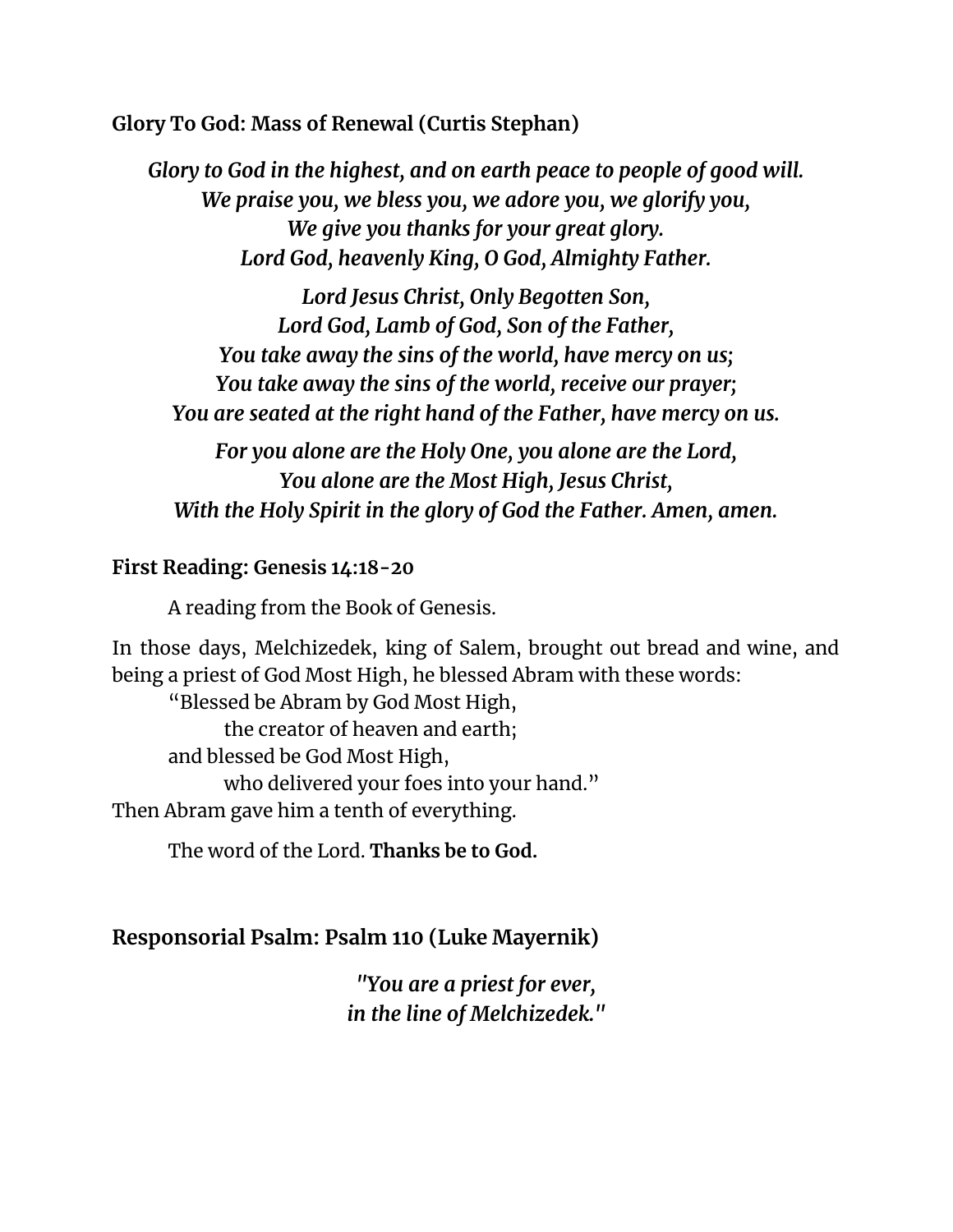**Glory To God: Mass of Renewal (Curtis Stephan)**

*Glory to God in the highest, and on earth peace to people of good will.*
*We praise you, we bless you, we adore you, we glorify you,*
*We give you thanks for your great glory.*
*Lord God, heavenly King, O God, Almighty Father.*

*Lord Jesus Christ, Only Begotten Son,*
*Lord God, Lamb of God, Son of the Father,*
*You take away the sins of the world, have mercy on us;*
*You take away the sins of the world, receive our prayer;*
*You are seated at the right hand of the Father, have mercy on us.*

*For you alone are the Holy One, you alone are the Lord,*
*You alone are the Most High, Jesus Christ,*
*With the Holy Spirit in the glory of God the Father. Amen, amen.*

**First Reading: Genesis 14:18-20**

A reading from the Book of Genesis.

In those days, Melchizedek, king of Salem, brought out bread and wine, and being a priest of God Most High, he blessed Abram with these words:
"Blessed be Abram by God Most High,
the creator of heaven and earth;
and blessed be God Most High,
who delivered your foes into your hand."
Then Abram gave him a tenth of everything.

The word of the Lord. **Thanks be to God.**

**Responsorial Psalm: Psalm 110 (Luke Mayernik)**

*"You are a priest for ever,*
*in the line of Melchizedek."*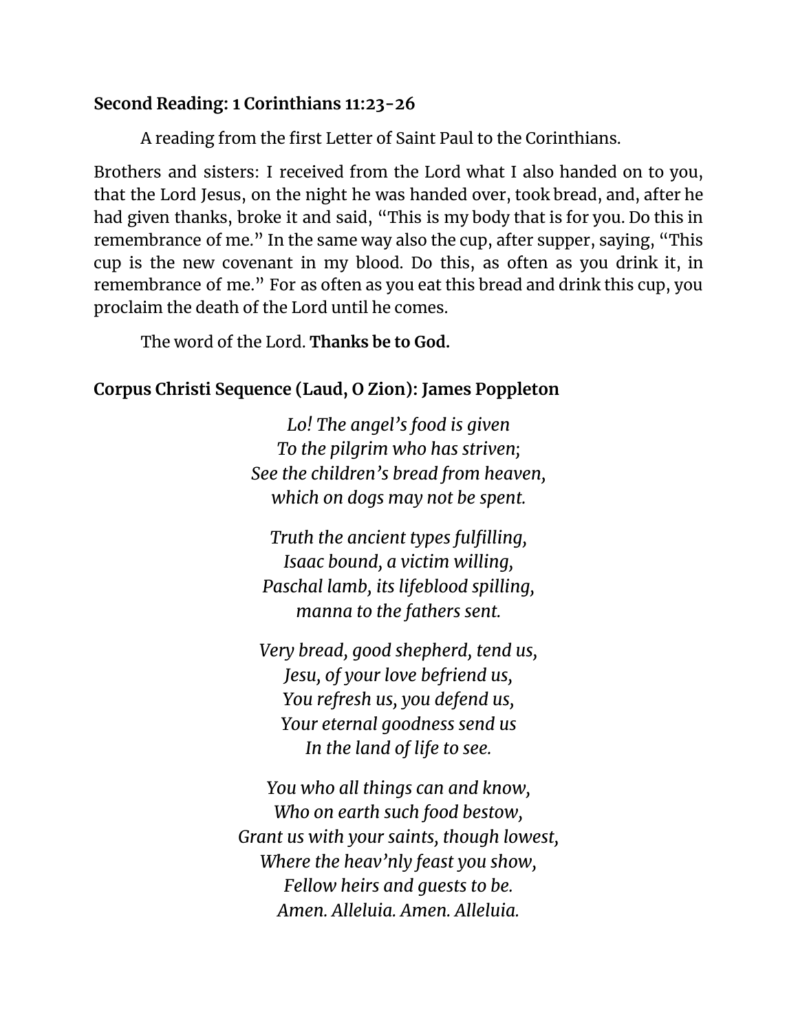**Second Reading: 1 Corinthians 11:23-26**

A reading from the first Letter of Saint Paul to the Corinthians.

Brothers and sisters: I received from the Lord what I also handed on to you, that the Lord Jesus, on the night he was handed over, took bread, and, after he had given thanks, broke it and said, "This is my body that is for you. Do this in remembrance of me." In the same way also the cup, after supper, saying, "This cup is the new covenant in my blood. Do this, as often as you drink it, in remembrance of me." For as often as you eat this bread and drink this cup, you proclaim the death of the Lord until he comes.

The word of the Lord. **Thanks be to God.**

**Corpus Christi Sequence (Laud, O Zion): James Poppleton**

*Lo! The angel's food is given*
*To the pilgrim who has striven;*
*See the children's bread from heaven,*
*which on dogs may not be spent.*

*Truth the ancient types fulfilling,*
*Isaac bound, a victim willing,*
*Paschal lamb, its lifeblood spilling,*
*manna to the fathers sent.*

*Very bread, good shepherd, tend us,*
*Jesu, of your love befriend us,*
*You refresh us, you defend us,*
*Your eternal goodness send us*
*In the land of life to see.*

*You who all things can and know,*
*Who on earth such food bestow,*
*Grant us with your saints, though lowest,*
*Where the heav'nly feast you show,*
*Fellow heirs and guests to be.*
*Amen. Alleluia. Amen. Alleluia.*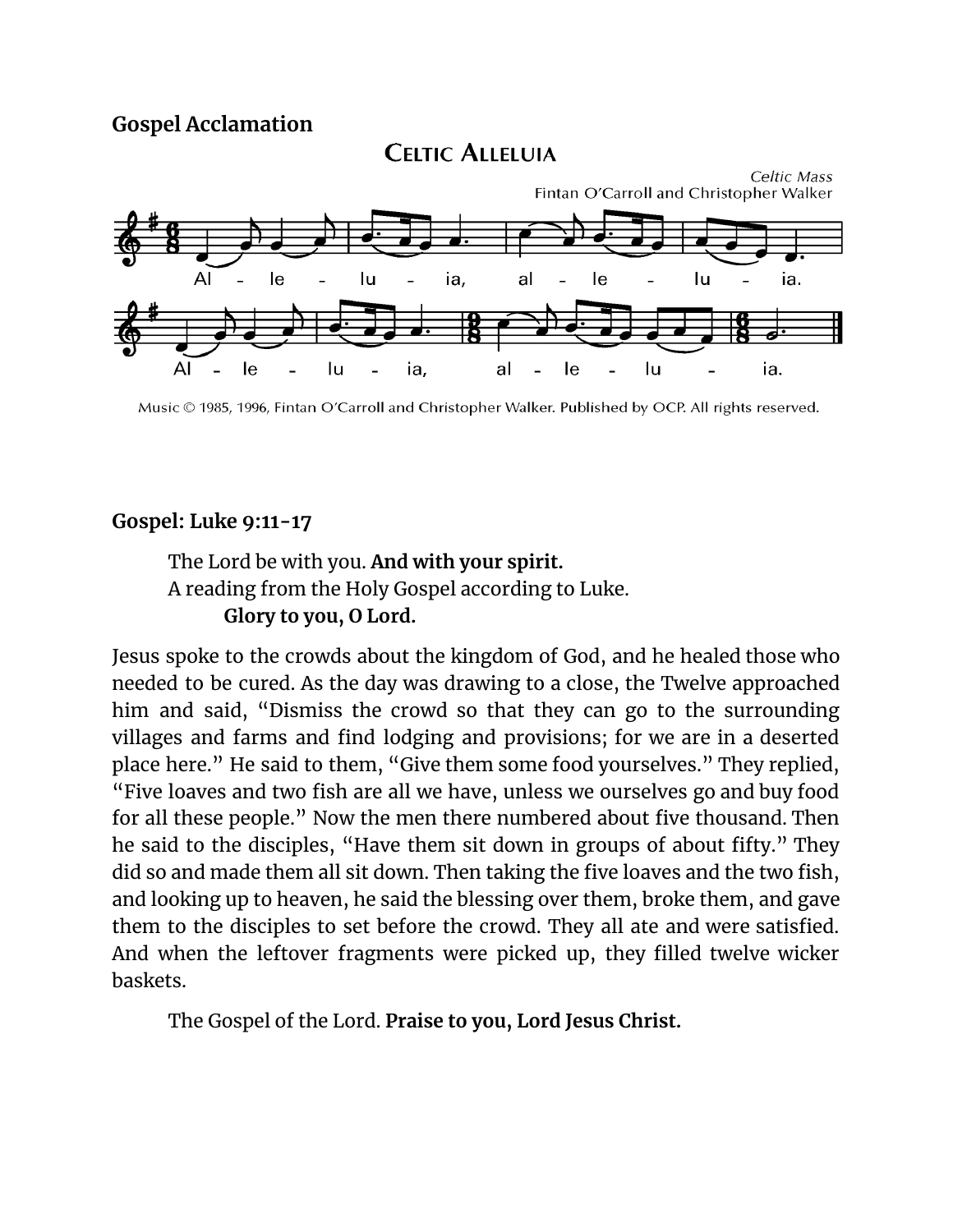**Gospel Acclamation**

CELTIC ALLELUIA

*Celtic Mass*
Fintan O'Carroll and Christopher Walker

Al - le - lu - ia, al - le - lu - ia.

Al - le - lu - ia, al - le - lu - ia.

Music © 1985, 1996, Fintan O'Carroll and Christopher Walker. Published by OCP. All rights reserved.

**Gospel: Luke 9:11-17**

The Lord be with you. **And with your spirit.**
A reading from the Holy Gospel according to Luke.
**Glory to you, O Lord.**

Jesus spoke to the crowds about the kingdom of God, and he healed those who needed to be cured. As the day was drawing to a close, the Twelve approached him and said, "Dismiss the crowd so that they can go to the surrounding villages and farms and find lodging and provisions; for we are in a deserted place here." He said to them, "Give them some food yourselves." They replied, "Five loaves and two fish are all we have, unless we ourselves go and buy food for all these people." Now the men there numbered about five thousand. Then he said to the disciples, "Have them sit down in groups of about fifty." They did so and made them all sit down. Then taking the five loaves and the two fish, and looking up to heaven, he said the blessing over them, broke them, and gave them to the disciples to set before the crowd. They all ate and were satisfied. And when the leftover fragments were picked up, they filled twelve wicker baskets.

The Gospel of the Lord. **Praise to you, Lord Jesus Christ.**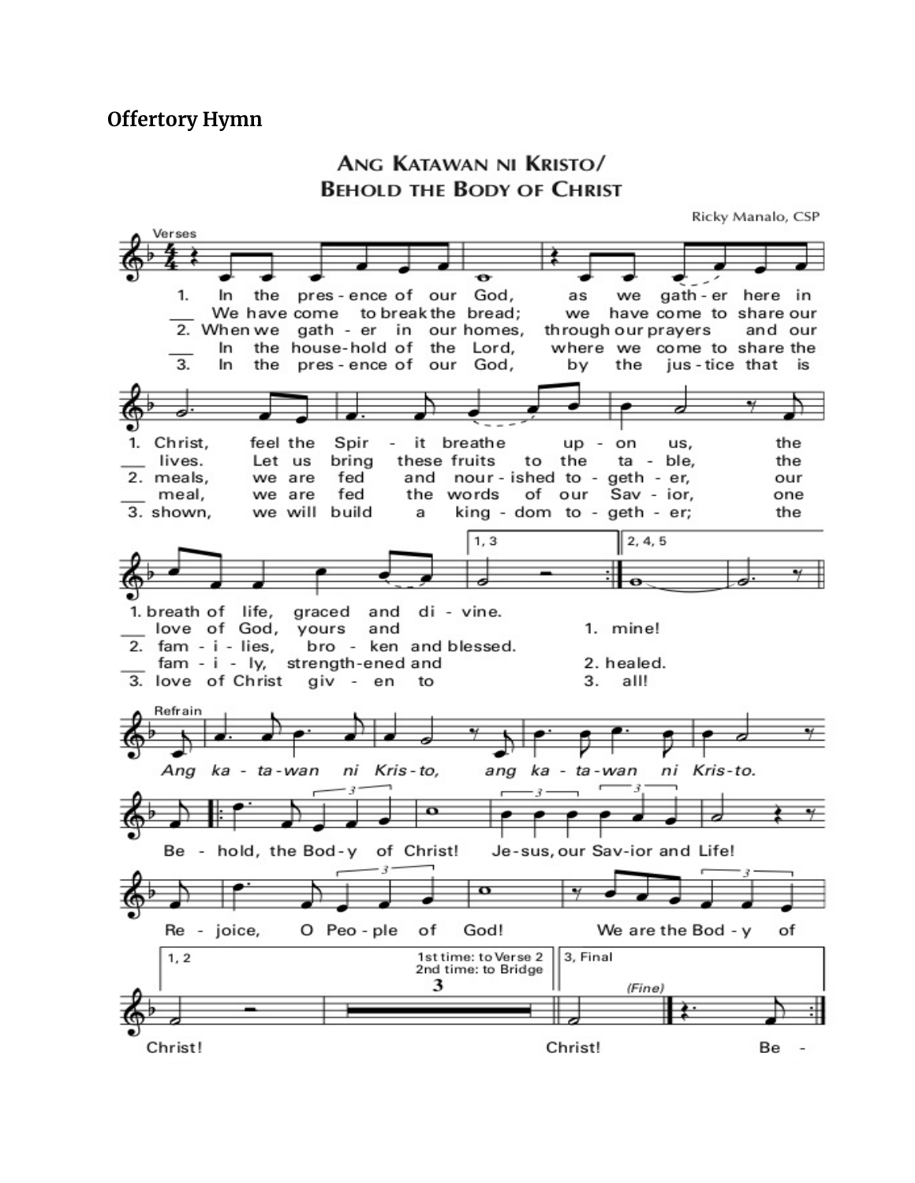**Offertory Hymn**

## ANG KATAWAN NI KRISTO/ BEHOLD THE BODY OF CHRIST

Ricky Manalo, CSP

Verses

1. In the pres - ence of our God, as we gath - er here in Christ, feel the Spir - it breathe up - on us, the breath of life, graced and di - vine.
We have come to break the bread; we have come to share our lives. Let us bring these fruits to the ta - ble, the love of God, yours and mine!

2. When we gath - er in our homes, through our prayers and our meals, we are fed and nour - ished to - geth - er, our fam - i - lies, bro - ken and blessed.
In the house-hold of the Lord, where we come to share the meal, we are fed the words of our Sav - ior, one fam - i - ly, strength-ened and healed.

3. In the pres - ence of our God, by the jus - tice that is shown, we will build a king - dom to - geth - er; the love of Christ giv - en to all!

1, 3 | 2, 4, 5

Refrain

*Ang ka - ta - wan ni Kris - to, ang ka - ta - wan ni Kris - to.*

Be - hold, the Bod - y of Christ! Je - sus, our Sav - ior and Life!
Re - joice, O Peo - ple of God! We are the Bod - y of Christ!

1, 2 — 1st time: to Verse 2; 2nd time: to Bridge

3, Final — Christ! *(Fine)* Be -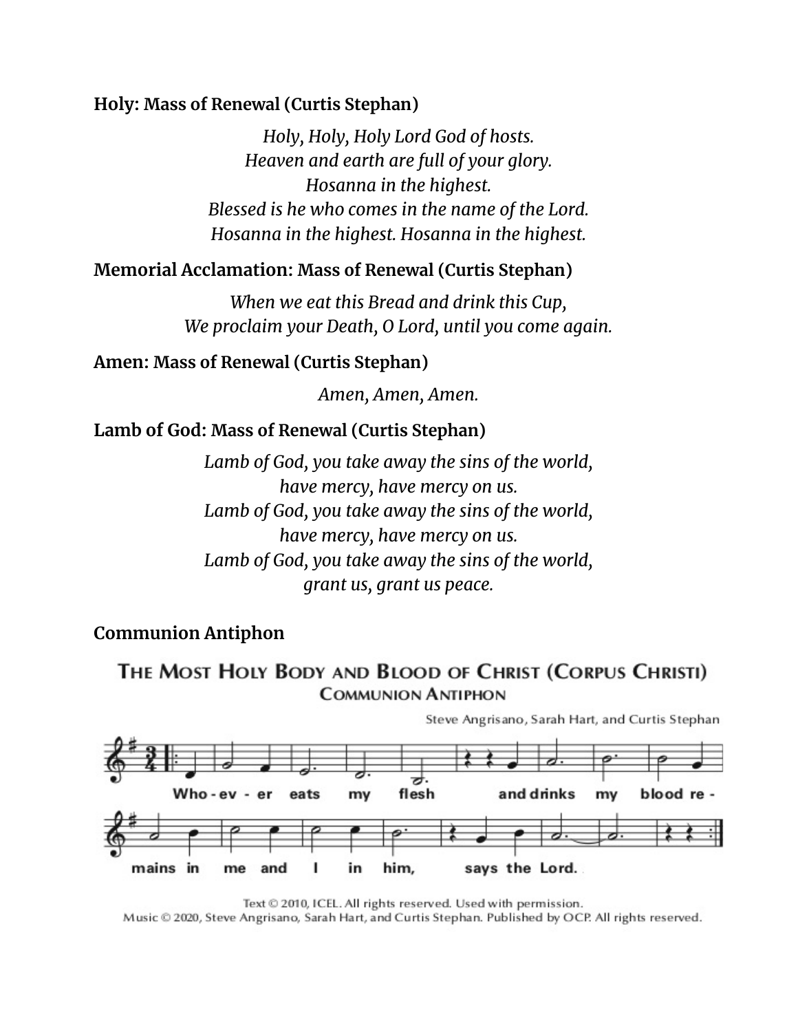**Holy: Mass of Renewal (Curtis Stephan)**

*Holy, Holy, Holy Lord God of hosts.*
*Heaven and earth are full of your glory.*
*Hosanna in the highest.*
*Blessed is he who comes in the name of the Lord.*
*Hosanna in the highest. Hosanna in the highest.*

**Memorial Acclamation: Mass of Renewal (Curtis Stephan)**

*When we eat this Bread and drink this Cup,*
*We proclaim your Death, O Lord, until you come again.*

**Amen: Mass of Renewal (Curtis Stephan)**

*Amen, Amen, Amen.*

**Lamb of God: Mass of Renewal (Curtis Stephan)**

*Lamb of God, you take away the sins of the world,*
*have mercy, have mercy on us.*
*Lamb of God, you take away the sins of the world,*
*have mercy, have mercy on us.*
*Lamb of God, you take away the sins of the world,*
*grant us, grant us peace.*

**Communion Antiphon**

THE MOST HOLY BODY AND BLOOD OF CHRIST (CORPUS CHRISTI)
COMMUNION ANTIPHON

Steve Angrisano, Sarah Hart, and Curtis Stephan

Who-ev-er eats my flesh and drinks my blood re-mains in me and I in him, says the Lord.

Text © 2010, ICEL. All rights reserved. Used with permission.
Music © 2020, Steve Angrisano, Sarah Hart, and Curtis Stephan. Published by OCP. All rights reserved.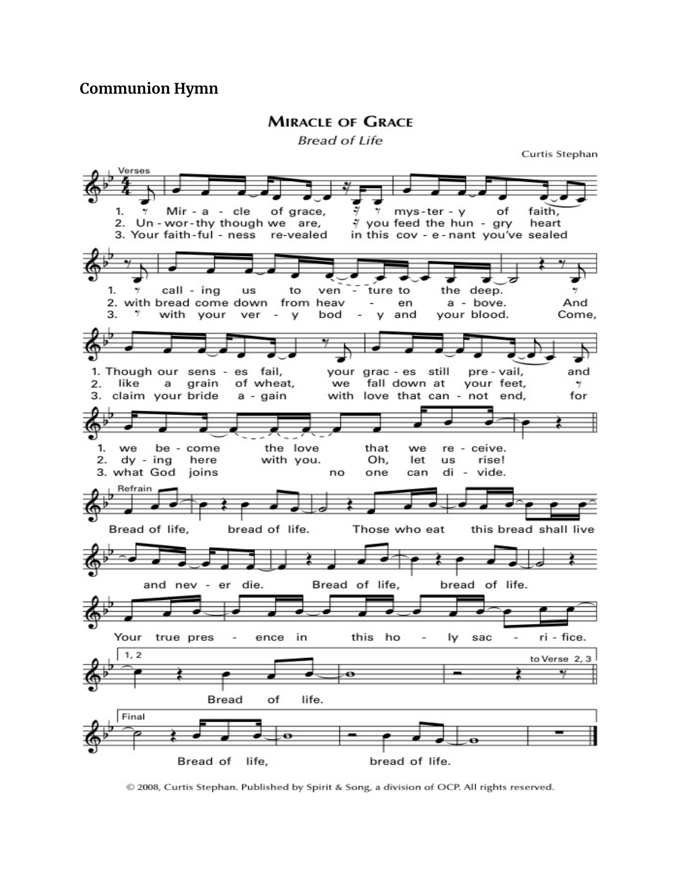**Communion Hymn**

**MIRACLE OF GRACE**

*Bread of Life*

Curtis Stephan

Verses

1. Miracle of grace, mystery of faith, calling us to venture to the deep. Though our senses fail, your graces still prevail, and we become the love that we receive.
2. Unworthy though we are, you feed the hungry heart with bread come down from heaven above. And like a grain of wheat, we fall down at your feet, dying here with you. Oh, let us rise!
3. Your faithfulness revealed in this covenant you've sealed with your very body and your blood. Come, claim your bride again with love that cannot end, for what God joins no one can divide.

Refrain

Bread of life, bread of life. Those who eat this bread shall live and never die. Bread of life, bread of life. Your true presence in this holy sacrifice.

1, 2: Bread of life. (to Verse 2, 3)

Final: Bread of life, bread of life.

© 2008, Curtis Stephan. Published by Spirit & Song, a division of OCP. All rights reserved.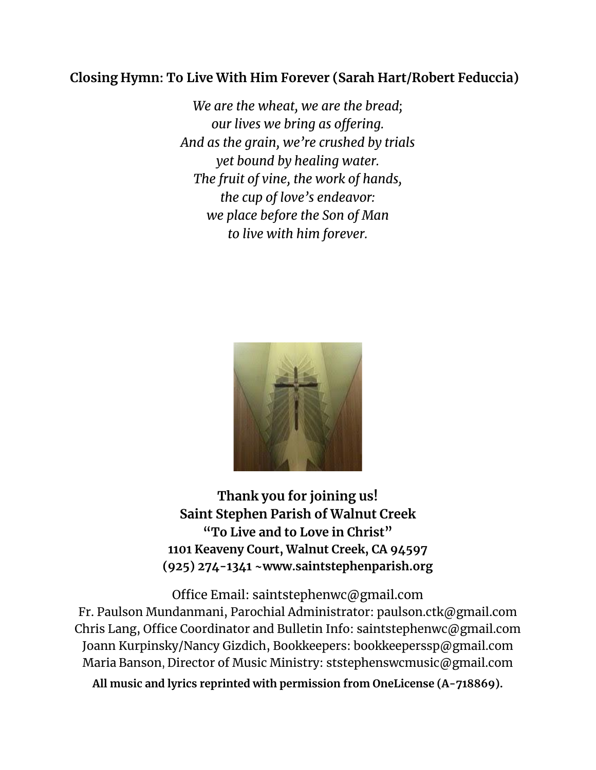**Closing Hymn: To Live With Him Forever (Sarah Hart/Robert Feduccia)**

*We are the wheat, we are the bread;*
*our lives we bring as offering.*
*And as the grain, we're crushed by trials*
*yet bound by healing water.*
*The fruit of vine, the work of hands,*
*the cup of love's endeavor:*
*we place before the Son of Man*
*to live with him forever.*

**Thank you for joining us!**
**Saint Stephen Parish of Walnut Creek**
**"To Live and to Love in Christ"**
**1101 Keaveny Court, Walnut Creek, CA 94597**
**(925) 274-1341 ~www.saintstephenparish.org**

Office Email: saintstephenwc@gmail.com
Fr. Paulson Mundanmani, Parochial Administrator: paulson.ctk@gmail.com
Chris Lang, Office Coordinator and Bulletin Info: saintstephenwc@gmail.com
Joann Kurpinsky/Nancy Gizdich, Bookkeepers: bookkeeperssp@gmail.com
Maria Banson, Director of Music Ministry: ststephenswcmusic@gmail.com

**All music and lyrics reprinted with permission from OneLicense (A-718869).**